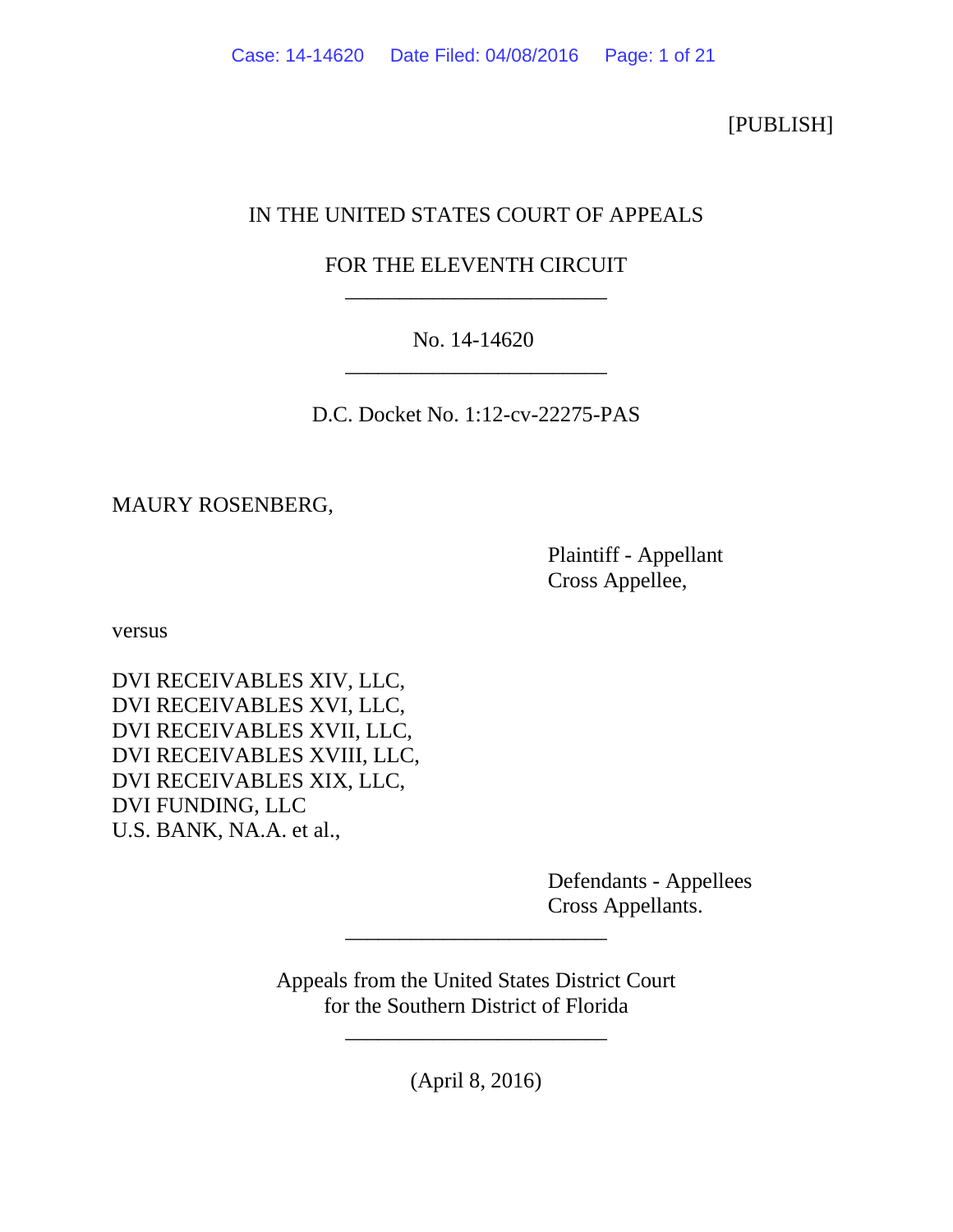[PUBLISH]

IN THE UNITED STATES COURT OF APPEALS

FOR THE ELEVENTH CIRCUIT

---

No. 14-14620

---

D.C. Docket No. 1:12-cv-22275-PAS

MAURY ROSENBERG,

Plaintiff - Appellant
Cross Appellee,

versus

DVI RECEIVABLES XIV, LLC,
DVI RECEIVABLES XVI, LLC,
DVI RECEIVABLES XVII, LLC,
DVI RECEIVABLES XVIII, LLC,
DVI RECEIVABLES XIX, LLC,
DVI FUNDING, LLC
U.S. BANK, NA.A. et al.,

Defendants - Appellees
Cross Appellants.

---

Appeals from the United States District Court
for the Southern District of Florida

---

(April 8, 2016)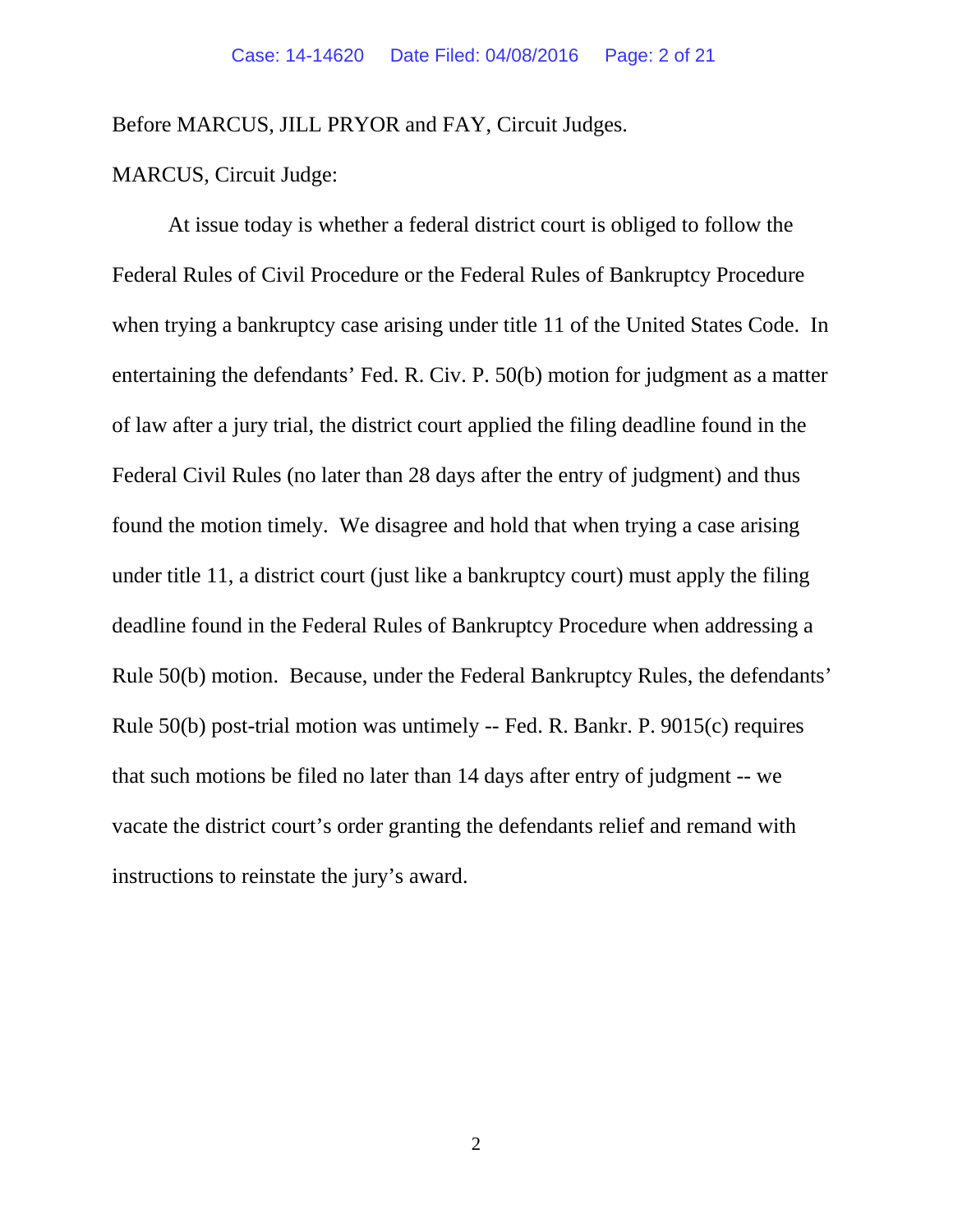Before MARCUS, JILL PRYOR and FAY, Circuit Judges.

MARCUS, Circuit Judge:

At issue today is whether a federal district court is obliged to follow the Federal Rules of Civil Procedure or the Federal Rules of Bankruptcy Procedure when trying a bankruptcy case arising under title 11 of the United States Code. In entertaining the defendants' Fed. R. Civ. P. 50(b) motion for judgment as a matter of law after a jury trial, the district court applied the filing deadline found in the Federal Civil Rules (no later than 28 days after the entry of judgment) and thus found the motion timely. We disagree and hold that when trying a case arising under title 11, a district court (just like a bankruptcy court) must apply the filing deadline found in the Federal Rules of Bankruptcy Procedure when addressing a Rule 50(b) motion. Because, under the Federal Bankruptcy Rules, the defendants' Rule 50(b) post-trial motion was untimely -- Fed. R. Bankr. P. 9015(c) requires that such motions be filed no later than 14 days after entry of judgment -- we vacate the district court's order granting the defendants relief and remand with instructions to reinstate the jury's award.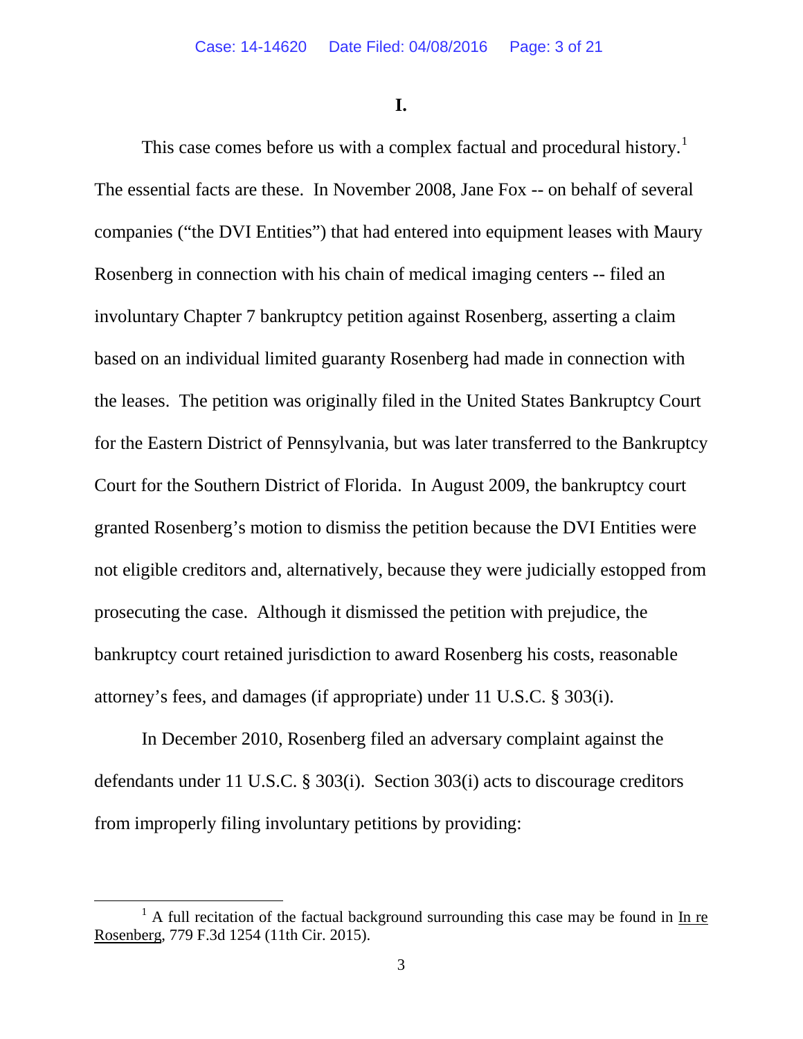**I.**

This case comes before us with a complex factual and procedural history.[1] The essential facts are these. In November 2008, Jane Fox -- on behalf of several companies ("the DVI Entities") that had entered into equipment leases with Maury Rosenberg in connection with his chain of medical imaging centers -- filed an involuntary Chapter 7 bankruptcy petition against Rosenberg, asserting a claim based on an individual limited guaranty Rosenberg had made in connection with the leases. The petition was originally filed in the United States Bankruptcy Court for the Eastern District of Pennsylvania, but was later transferred to the Bankruptcy Court for the Southern District of Florida. In August 2009, the bankruptcy court granted Rosenberg's motion to dismiss the petition because the DVI Entities were not eligible creditors and, alternatively, because they were judicially estopped from prosecuting the case. Although it dismissed the petition with prejudice, the bankruptcy court retained jurisdiction to award Rosenberg his costs, reasonable attorney's fees, and damages (if appropriate) under 11 U.S.C. § 303(i).

In December 2010, Rosenberg filed an adversary complaint against the defendants under 11 U.S.C. § 303(i). Section 303(i) acts to discourage creditors from improperly filing involuntary petitions by providing:

[1] A full recitation of the factual background surrounding this case may be found in In re Rosenberg, 779 F.3d 1254 (11th Cir. 2015).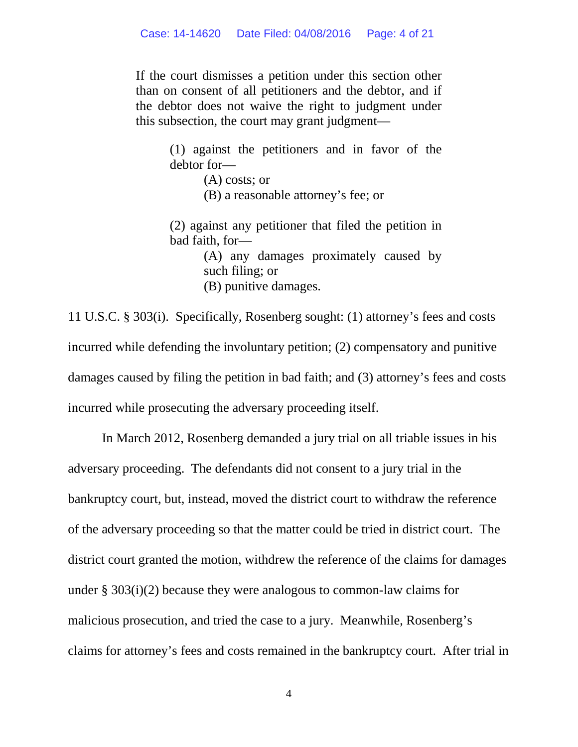> If the court dismisses a petition under this section other than on consent of all petitioners and the debtor, and if the debtor does not waive the right to judgment under this subsection, the court may grant judgment—
>
> > (1) against the petitioners and in favor of the debtor for—
> >
> > > (A) costs; or
> > >
> > > (B) a reasonable attorney's fee; or
> >
> > (2) against any petitioner that filed the petition in bad faith, for—
> >
> > > (A) any damages proximately caused by such filing; or
> > >
> > > (B) punitive damages.

11 U.S.C. § 303(i). Specifically, Rosenberg sought: (1) attorney's fees and costs incurred while defending the involuntary petition; (2) compensatory and punitive damages caused by filing the petition in bad faith; and (3) attorney's fees and costs incurred while prosecuting the adversary proceeding itself.

In March 2012, Rosenberg demanded a jury trial on all triable issues in his adversary proceeding. The defendants did not consent to a jury trial in the bankruptcy court, but, instead, moved the district court to withdraw the reference of the adversary proceeding so that the matter could be tried in district court. The district court granted the motion, withdrew the reference of the claims for damages under § 303(i)(2) because they were analogous to common-law claims for malicious prosecution, and tried the case to a jury. Meanwhile, Rosenberg's claims for attorney's fees and costs remained in the bankruptcy court. After trial in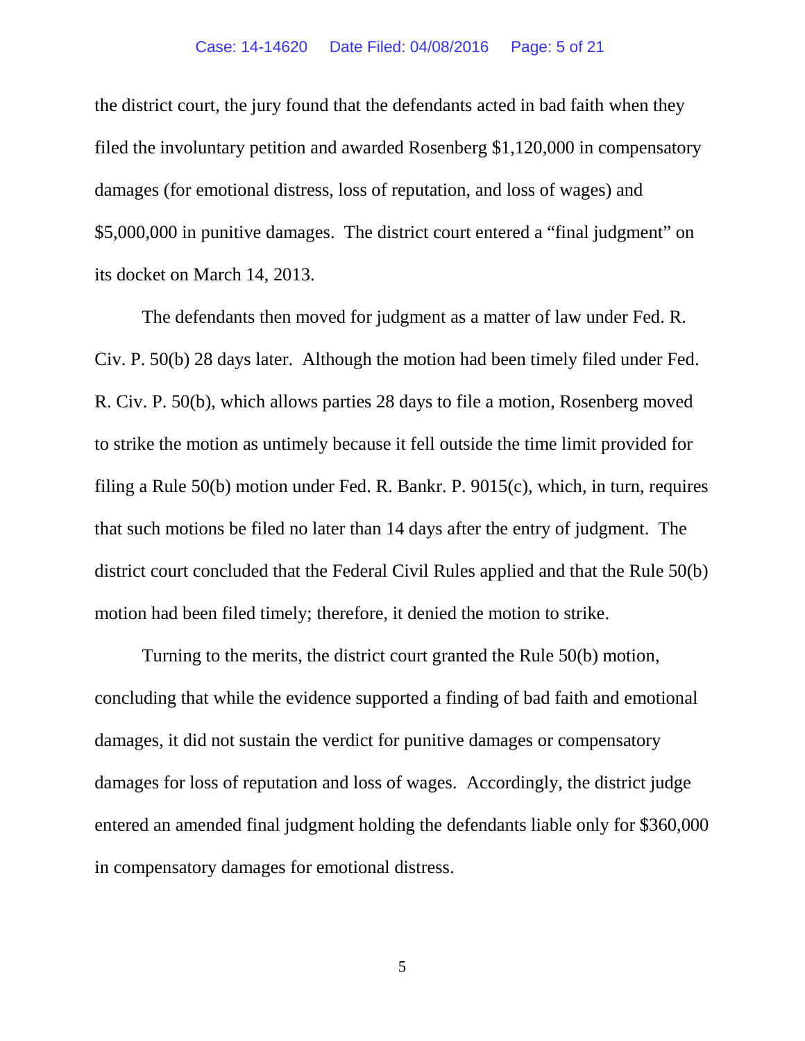the district court, the jury found that the defendants acted in bad faith when they filed the involuntary petition and awarded Rosenberg $1,120,000 in compensatory damages (for emotional distress, loss of reputation, and loss of wages) and $5,000,000 in punitive damages. The district court entered a "final judgment" on its docket on March 14, 2013.

The defendants then moved for judgment as a matter of law under Fed. R. Civ. P. 50(b) 28 days later. Although the motion had been timely filed under Fed. R. Civ. P. 50(b), which allows parties 28 days to file a motion, Rosenberg moved to strike the motion as untimely because it fell outside the time limit provided for filing a Rule 50(b) motion under Fed. R. Bankr. P. 9015(c), which, in turn, requires that such motions be filed no later than 14 days after the entry of judgment. The district court concluded that the Federal Civil Rules applied and that the Rule 50(b) motion had been filed timely; therefore, it denied the motion to strike.

Turning to the merits, the district court granted the Rule 50(b) motion, concluding that while the evidence supported a finding of bad faith and emotional damages, it did not sustain the verdict for punitive damages or compensatory damages for loss of reputation and loss of wages. Accordingly, the district judge entered an amended final judgment holding the defendants liable only for $360,000 in compensatory damages for emotional distress.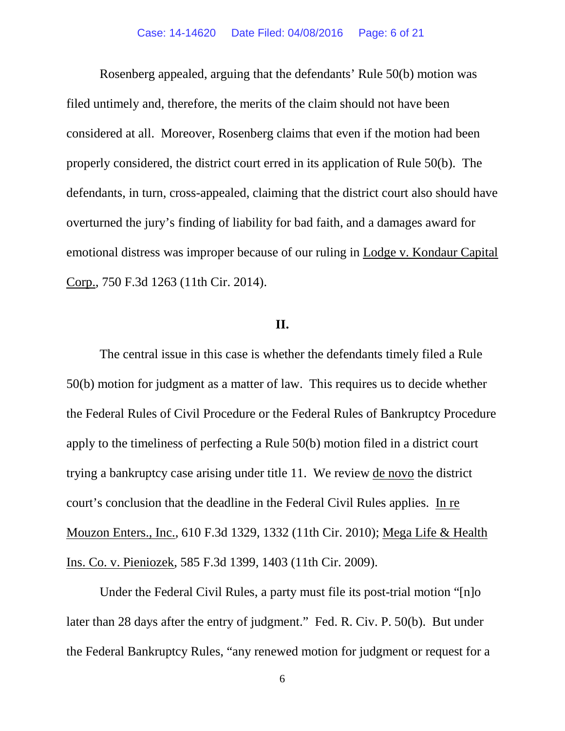Rosenberg appealed, arguing that the defendants' Rule 50(b) motion was filed untimely and, therefore, the merits of the claim should not have been considered at all. Moreover, Rosenberg claims that even if the motion had been properly considered, the district court erred in its application of Rule 50(b). The defendants, in turn, cross-appealed, claiming that the district court also should have overturned the jury's finding of liability for bad faith, and a damages award for emotional distress was improper because of our ruling in Lodge v. Kondaur Capital Corp., 750 F.3d 1263 (11th Cir. 2014).

## II.

The central issue in this case is whether the defendants timely filed a Rule 50(b) motion for judgment as a matter of law. This requires us to decide whether the Federal Rules of Civil Procedure or the Federal Rules of Bankruptcy Procedure apply to the timeliness of perfecting a Rule 50(b) motion filed in a district court trying a bankruptcy case arising under title 11. We review de novo the district court's conclusion that the deadline in the Federal Civil Rules applies. In re Mouzon Enters., Inc., 610 F.3d 1329, 1332 (11th Cir. 2010); Mega Life & Health Ins. Co. v. Pieniozek, 585 F.3d 1399, 1403 (11th Cir. 2009).

Under the Federal Civil Rules, a party must file its post-trial motion "[n]o later than 28 days after the entry of judgment." Fed. R. Civ. P. 50(b). But under the Federal Bankruptcy Rules, "any renewed motion for judgment or request for a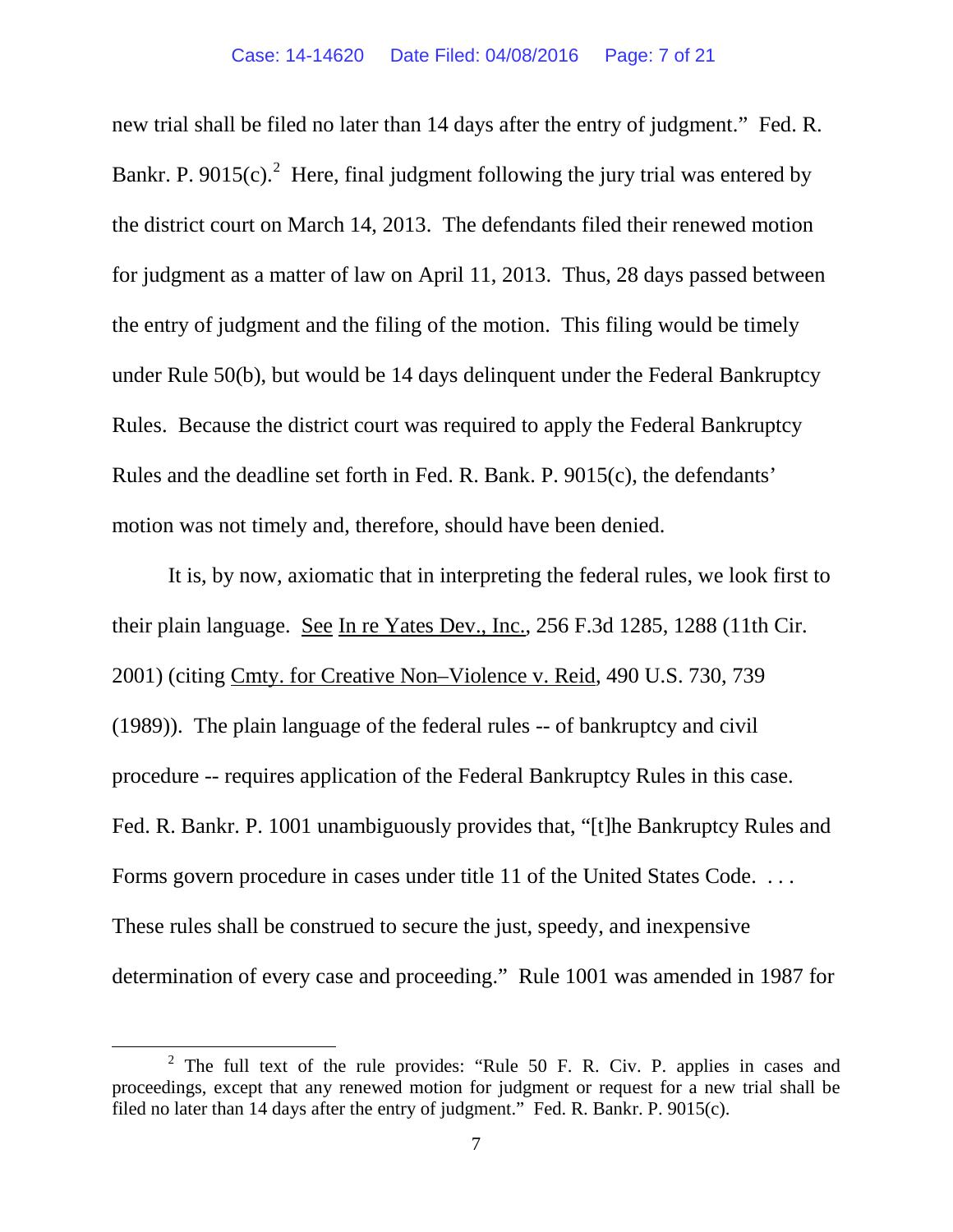new trial shall be filed no later than 14 days after the entry of judgment." Fed. R. Bankr. P. 9015(c).[2] Here, final judgment following the jury trial was entered by the district court on March 14, 2013. The defendants filed their renewed motion for judgment as a matter of law on April 11, 2013. Thus, 28 days passed between the entry of judgment and the filing of the motion. This filing would be timely under Rule 50(b), but would be 14 days delinquent under the Federal Bankruptcy Rules. Because the district court was required to apply the Federal Bankruptcy Rules and the deadline set forth in Fed. R. Bank. P. 9015(c), the defendants' motion was not timely and, therefore, should have been denied.

It is, by now, axiomatic that in interpreting the federal rules, we look first to their plain language. See In re Yates Dev., Inc., 256 F.3d 1285, 1288 (11th Cir. 2001) (citing Cmty. for Creative Non–Violence v. Reid, 490 U.S. 730, 739 (1989)). The plain language of the federal rules -- of bankruptcy and civil procedure -- requires application of the Federal Bankruptcy Rules in this case. Fed. R. Bankr. P. 1001 unambiguously provides that, "[t]he Bankruptcy Rules and Forms govern procedure in cases under title 11 of the United States Code. . . . These rules shall be construed to secure the just, speedy, and inexpensive determination of every case and proceeding." Rule 1001 was amended in 1987 for

[2] The full text of the rule provides: "Rule 50 F. R. Civ. P. applies in cases and proceedings, except that any renewed motion for judgment or request for a new trial shall be filed no later than 14 days after the entry of judgment." Fed. R. Bankr. P. 9015(c).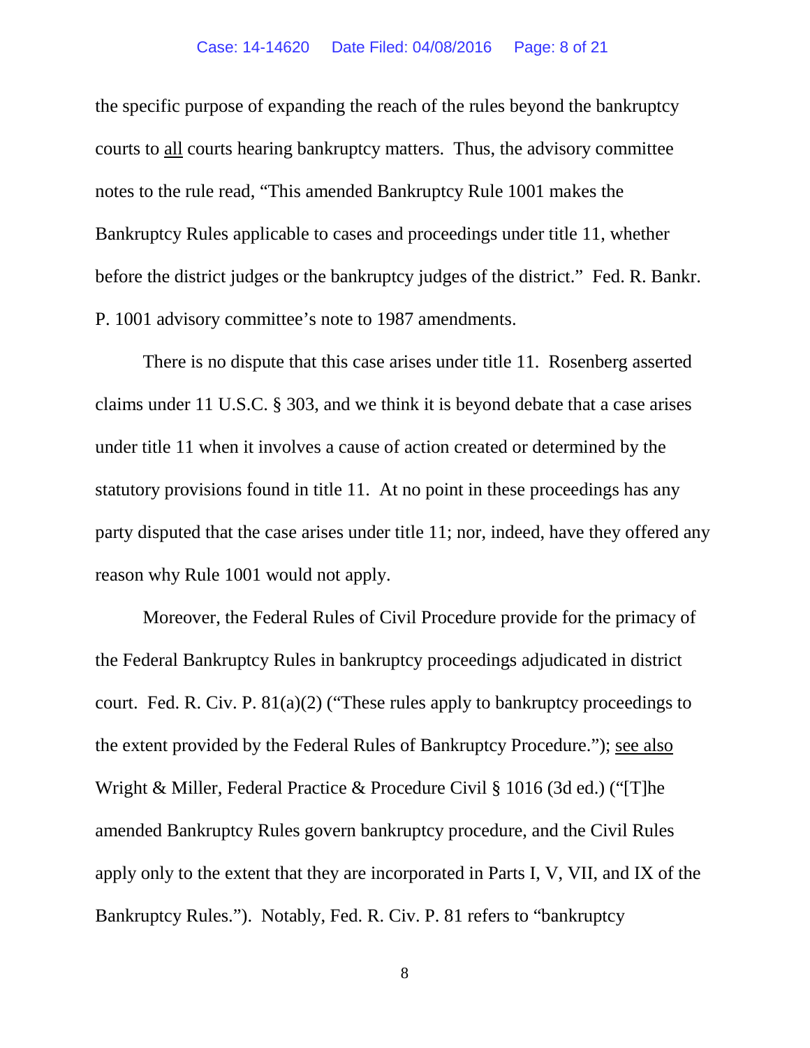the specific purpose of expanding the reach of the rules beyond the bankruptcy courts to all courts hearing bankruptcy matters. Thus, the advisory committee notes to the rule read, "This amended Bankruptcy Rule 1001 makes the Bankruptcy Rules applicable to cases and proceedings under title 11, whether before the district judges or the bankruptcy judges of the district." Fed. R. Bankr. P. 1001 advisory committee's note to 1987 amendments.

There is no dispute that this case arises under title 11. Rosenberg asserted claims under 11 U.S.C. § 303, and we think it is beyond debate that a case arises under title 11 when it involves a cause of action created or determined by the statutory provisions found in title 11. At no point in these proceedings has any party disputed that the case arises under title 11; nor, indeed, have they offered any reason why Rule 1001 would not apply.

Moreover, the Federal Rules of Civil Procedure provide for the primacy of the Federal Bankruptcy Rules in bankruptcy proceedings adjudicated in district court. Fed. R. Civ. P. 81(a)(2) ("These rules apply to bankruptcy proceedings to the extent provided by the Federal Rules of Bankruptcy Procedure."); see also Wright & Miller, Federal Practice & Procedure Civil § 1016 (3d ed.) ("[T]he amended Bankruptcy Rules govern bankruptcy procedure, and the Civil Rules apply only to the extent that they are incorporated in Parts I, V, VII, and IX of the Bankruptcy Rules."). Notably, Fed. R. Civ. P. 81 refers to "bankruptcy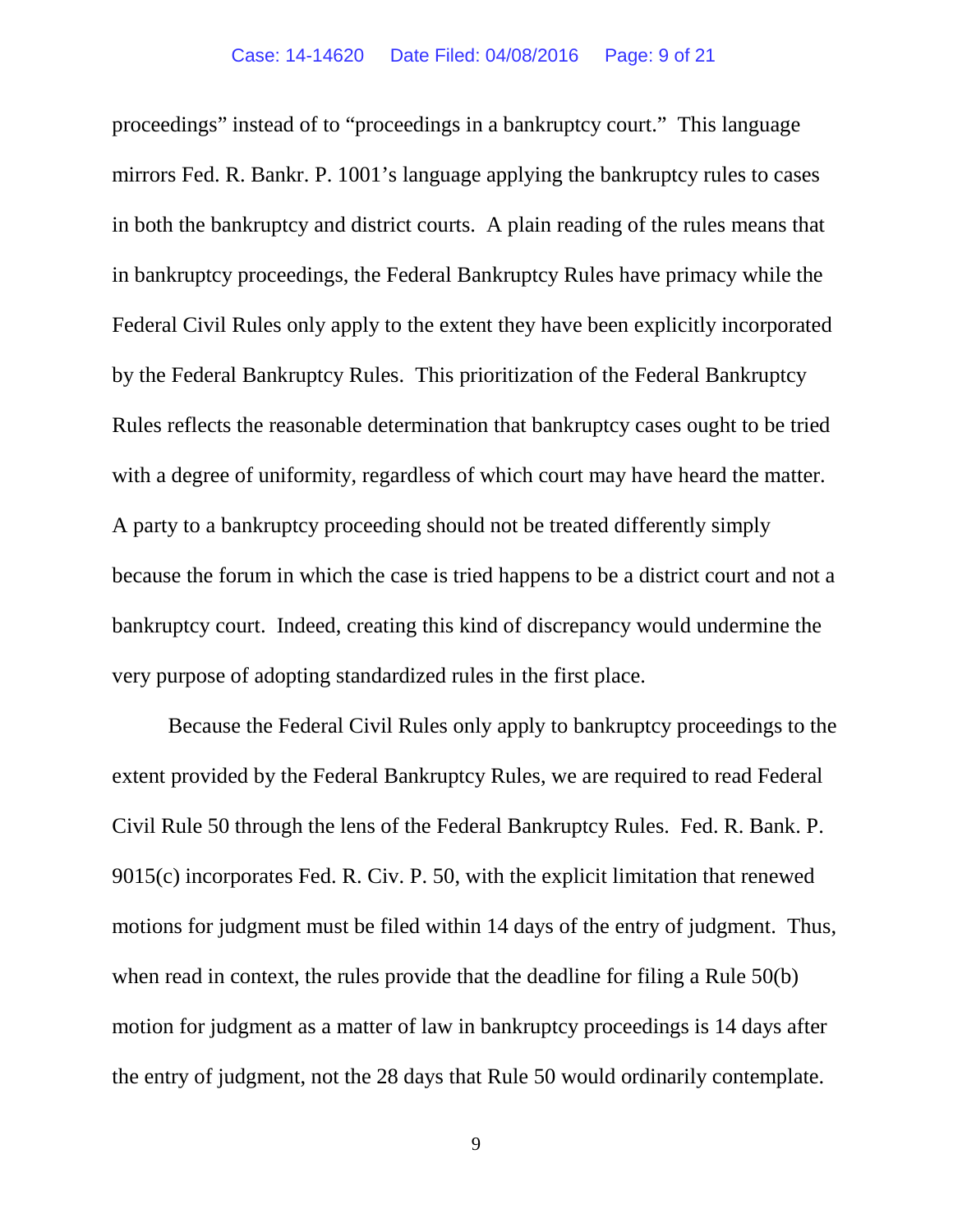proceedings" instead of to "proceedings in a bankruptcy court." This language mirrors Fed. R. Bankr. P. 1001's language applying the bankruptcy rules to cases in both the bankruptcy and district courts. A plain reading of the rules means that in bankruptcy proceedings, the Federal Bankruptcy Rules have primacy while the Federal Civil Rules only apply to the extent they have been explicitly incorporated by the Federal Bankruptcy Rules. This prioritization of the Federal Bankruptcy Rules reflects the reasonable determination that bankruptcy cases ought to be tried with a degree of uniformity, regardless of which court may have heard the matter. A party to a bankruptcy proceeding should not be treated differently simply because the forum in which the case is tried happens to be a district court and not a bankruptcy court. Indeed, creating this kind of discrepancy would undermine the very purpose of adopting standardized rules in the first place.

Because the Federal Civil Rules only apply to bankruptcy proceedings to the extent provided by the Federal Bankruptcy Rules, we are required to read Federal Civil Rule 50 through the lens of the Federal Bankruptcy Rules. Fed. R. Bank. P. 9015(c) incorporates Fed. R. Civ. P. 50, with the explicit limitation that renewed motions for judgment must be filed within 14 days of the entry of judgment. Thus, when read in context, the rules provide that the deadline for filing a Rule 50(b) motion for judgment as a matter of law in bankruptcy proceedings is 14 days after the entry of judgment, not the 28 days that Rule 50 would ordinarily contemplate.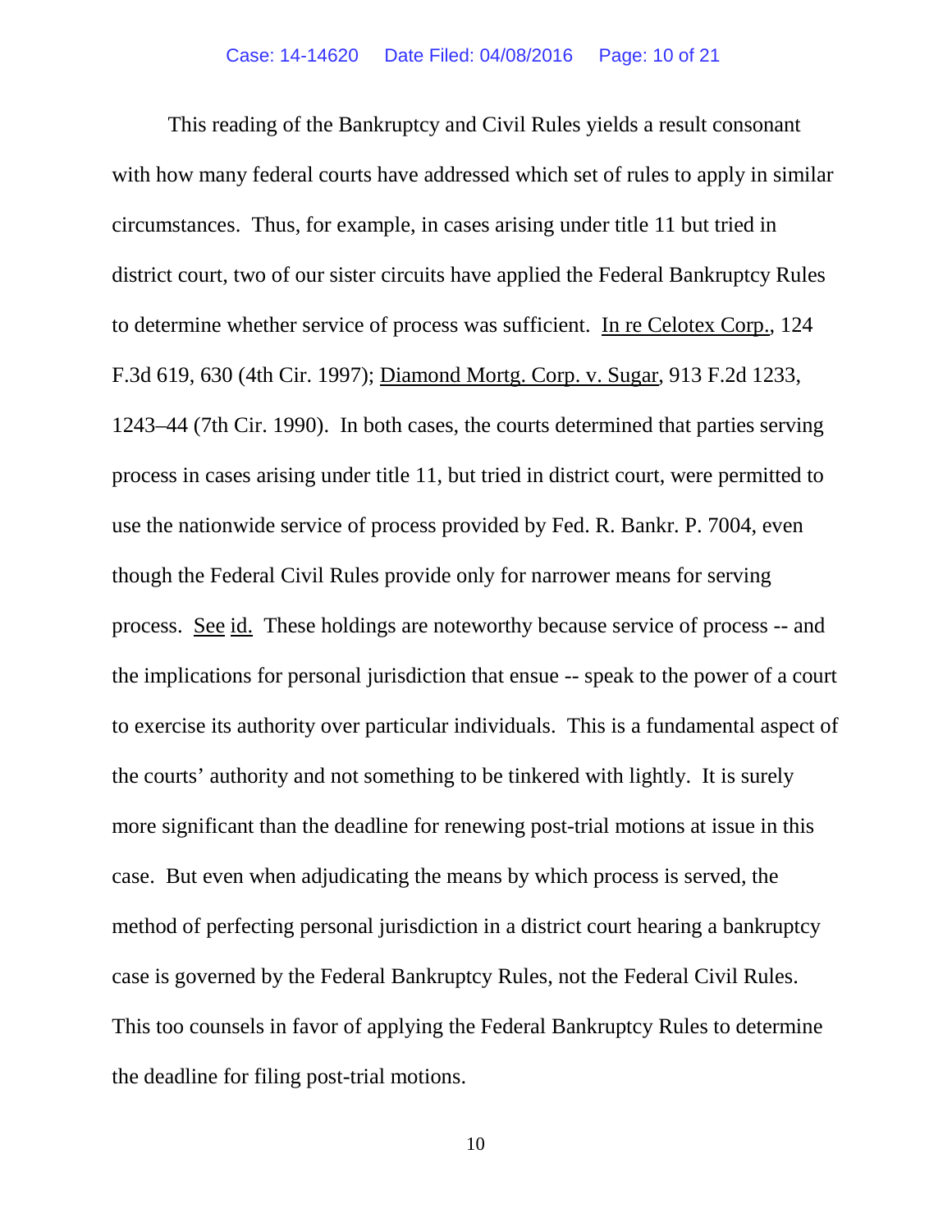This reading of the Bankruptcy and Civil Rules yields a result consonant with how many federal courts have addressed which set of rules to apply in similar circumstances. Thus, for example, in cases arising under title 11 but tried in district court, two of our sister circuits have applied the Federal Bankruptcy Rules to determine whether service of process was sufficient. In re Celotex Corp., 124 F.3d 619, 630 (4th Cir. 1997); Diamond Mortg. Corp. v. Sugar, 913 F.2d 1233, 1243–44 (7th Cir. 1990). In both cases, the courts determined that parties serving process in cases arising under title 11, but tried in district court, were permitted to use the nationwide service of process provided by Fed. R. Bankr. P. 7004, even though the Federal Civil Rules provide only for narrower means for serving process. See id. These holdings are noteworthy because service of process -- and the implications for personal jurisdiction that ensue -- speak to the power of a court to exercise its authority over particular individuals. This is a fundamental aspect of the courts' authority and not something to be tinkered with lightly. It is surely more significant than the deadline for renewing post-trial motions at issue in this case. But even when adjudicating the means by which process is served, the method of perfecting personal jurisdiction in a district court hearing a bankruptcy case is governed by the Federal Bankruptcy Rules, not the Federal Civil Rules. This too counsels in favor of applying the Federal Bankruptcy Rules to determine the deadline for filing post-trial motions.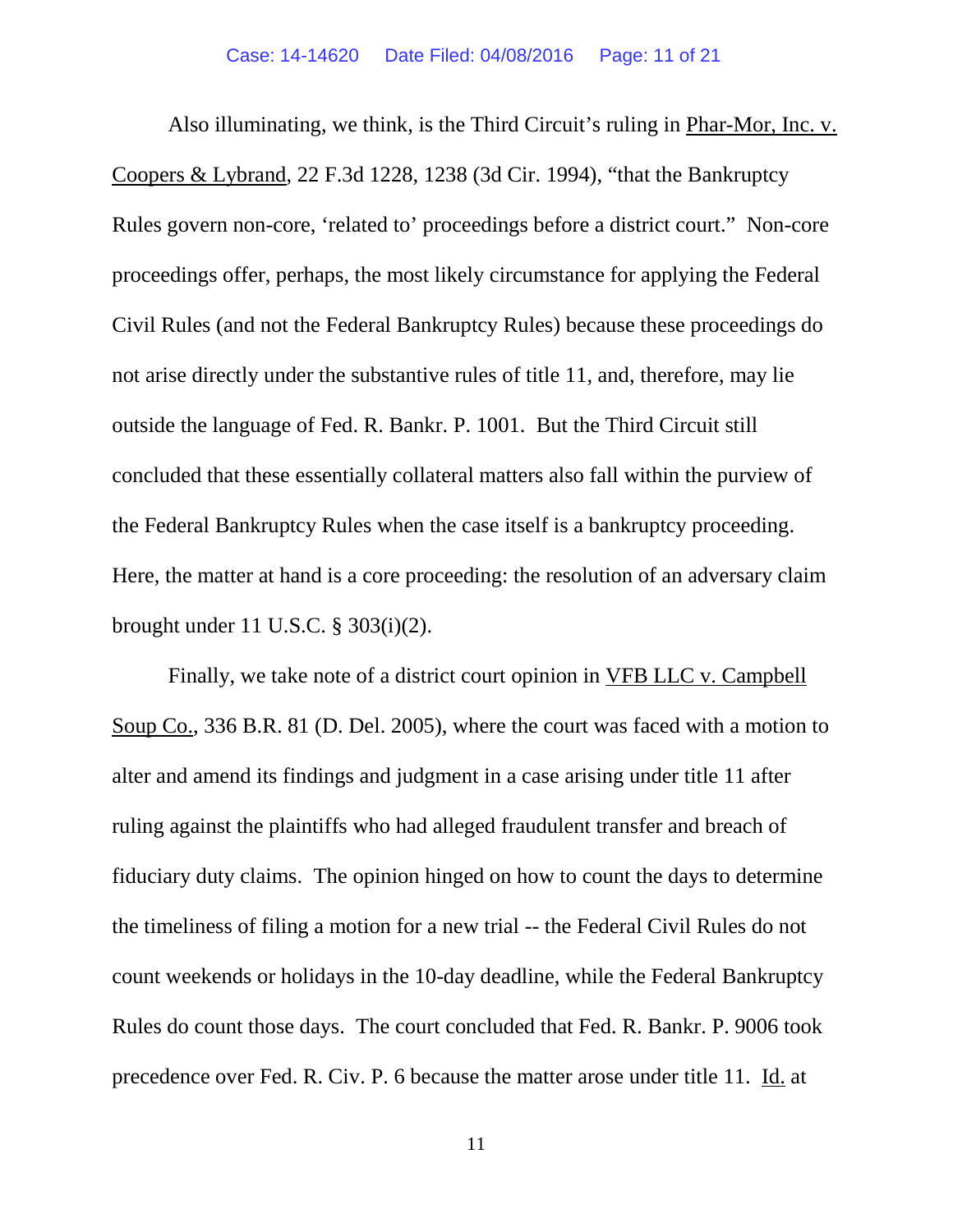Also illuminating, we think, is the Third Circuit's ruling in Phar-Mor, Inc. v. Coopers & Lybrand, 22 F.3d 1228, 1238 (3d Cir. 1994), "that the Bankruptcy Rules govern non-core, 'related to' proceedings before a district court." Non-core proceedings offer, perhaps, the most likely circumstance for applying the Federal Civil Rules (and not the Federal Bankruptcy Rules) because these proceedings do not arise directly under the substantive rules of title 11, and, therefore, may lie outside the language of Fed. R. Bankr. P. 1001. But the Third Circuit still concluded that these essentially collateral matters also fall within the purview of the Federal Bankruptcy Rules when the case itself is a bankruptcy proceeding. Here, the matter at hand is a core proceeding: the resolution of an adversary claim brought under 11 U.S.C. § 303(i)(2).

Finally, we take note of a district court opinion in VFB LLC v. Campbell Soup Co., 336 B.R. 81 (D. Del. 2005), where the court was faced with a motion to alter and amend its findings and judgment in a case arising under title 11 after ruling against the plaintiffs who had alleged fraudulent transfer and breach of fiduciary duty claims. The opinion hinged on how to count the days to determine the timeliness of filing a motion for a new trial -- the Federal Civil Rules do not count weekends or holidays in the 10-day deadline, while the Federal Bankruptcy Rules do count those days. The court concluded that Fed. R. Bankr. P. 9006 took precedence over Fed. R. Civ. P. 6 because the matter arose under title 11. Id. at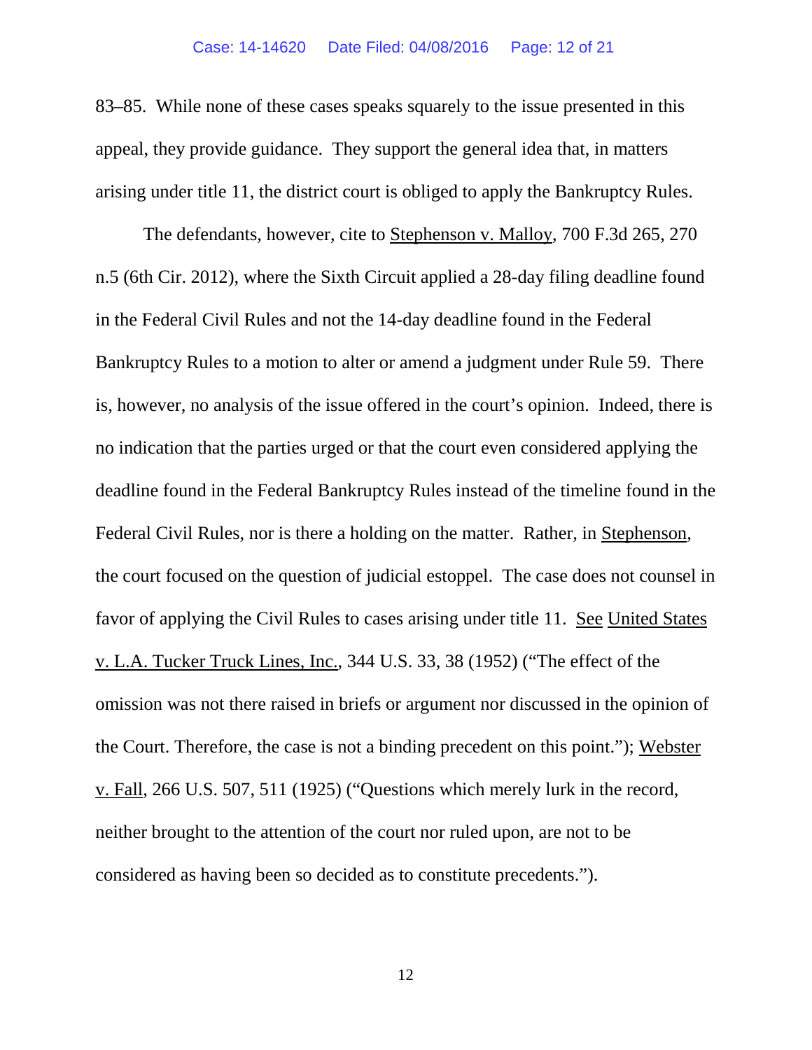83–85. While none of these cases speaks squarely to the issue presented in this appeal, they provide guidance. They support the general idea that, in matters arising under title 11, the district court is obliged to apply the Bankruptcy Rules.

The defendants, however, cite to Stephenson v. Malloy, 700 F.3d 265, 270 n.5 (6th Cir. 2012), where the Sixth Circuit applied a 28-day filing deadline found in the Federal Civil Rules and not the 14-day deadline found in the Federal Bankruptcy Rules to a motion to alter or amend a judgment under Rule 59. There is, however, no analysis of the issue offered in the court's opinion. Indeed, there is no indication that the parties urged or that the court even considered applying the deadline found in the Federal Bankruptcy Rules instead of the timeline found in the Federal Civil Rules, nor is there a holding on the matter. Rather, in Stephenson, the court focused on the question of judicial estoppel. The case does not counsel in favor of applying the Civil Rules to cases arising under title 11. See United States v. L.A. Tucker Truck Lines, Inc., 344 U.S. 33, 38 (1952) ("The effect of the omission was not there raised in briefs or argument nor discussed in the opinion of the Court. Therefore, the case is not a binding precedent on this point."); Webster v. Fall, 266 U.S. 507, 511 (1925) ("Questions which merely lurk in the record, neither brought to the attention of the court nor ruled upon, are not to be considered as having been so decided as to constitute precedents.").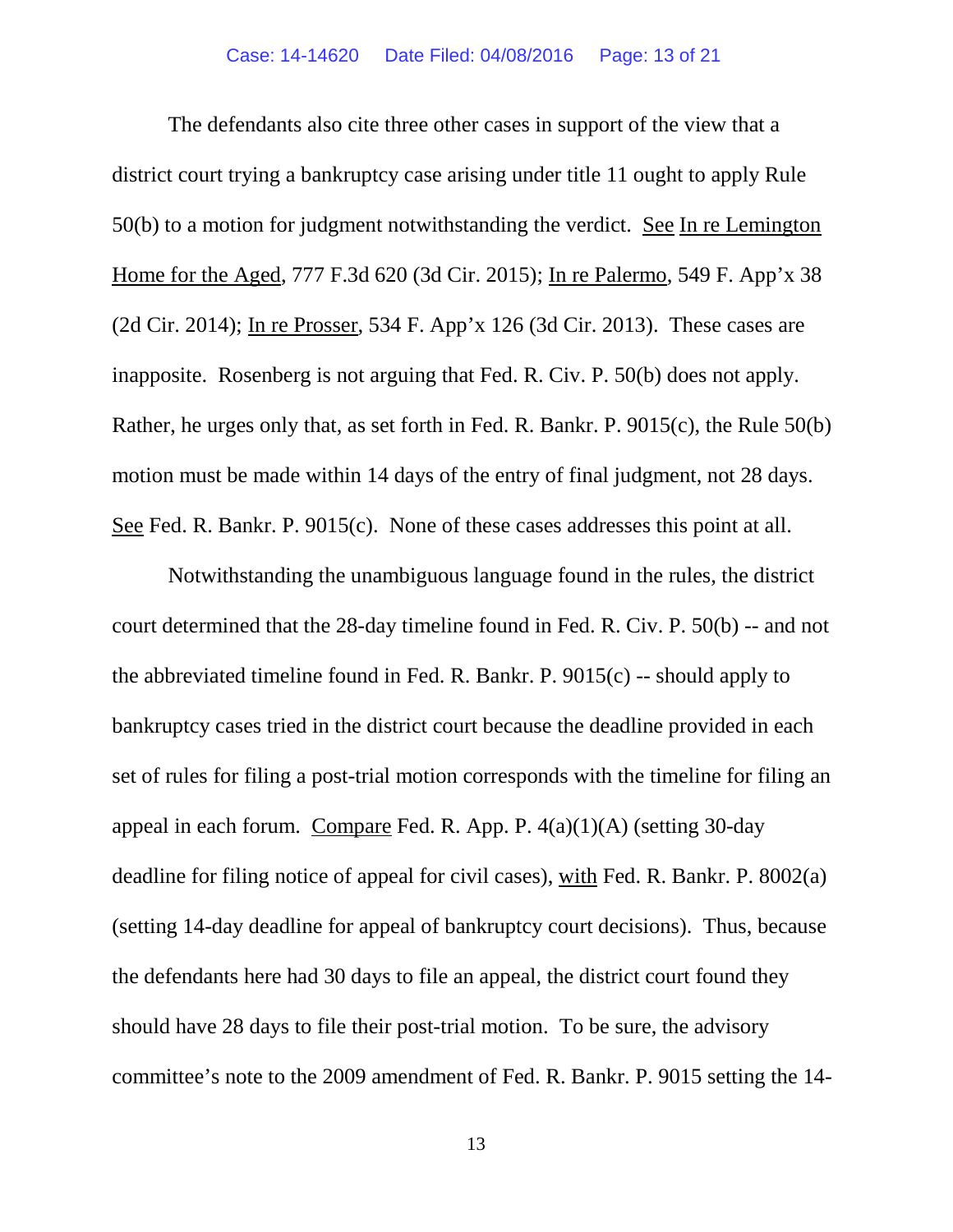The defendants also cite three other cases in support of the view that a district court trying a bankruptcy case arising under title 11 ought to apply Rule 50(b) to a motion for judgment notwithstanding the verdict. See In re Lemington Home for the Aged, 777 F.3d 620 (3d Cir. 2015); In re Palermo, 549 F. App'x 38 (2d Cir. 2014); In re Prosser, 534 F. App'x 126 (3d Cir. 2013). These cases are inapposite. Rosenberg is not arguing that Fed. R. Civ. P. 50(b) does not apply. Rather, he urges only that, as set forth in Fed. R. Bankr. P. 9015(c), the Rule 50(b) motion must be made within 14 days of the entry of final judgment, not 28 days. See Fed. R. Bankr. P. 9015(c). None of these cases addresses this point at all.

Notwithstanding the unambiguous language found in the rules, the district court determined that the 28-day timeline found in Fed. R. Civ. P. 50(b) -- and not the abbreviated timeline found in Fed. R. Bankr. P. 9015(c) -- should apply to bankruptcy cases tried in the district court because the deadline provided in each set of rules for filing a post-trial motion corresponds with the timeline for filing an appeal in each forum. Compare Fed. R. App. P. 4(a)(1)(A) (setting 30-day deadline for filing notice of appeal for civil cases), with Fed. R. Bankr. P. 8002(a) (setting 14-day deadline for appeal of bankruptcy court decisions). Thus, because the defendants here had 30 days to file an appeal, the district court found they should have 28 days to file their post-trial motion. To be sure, the advisory committee's note to the 2009 amendment of Fed. R. Bankr. P. 9015 setting the 14-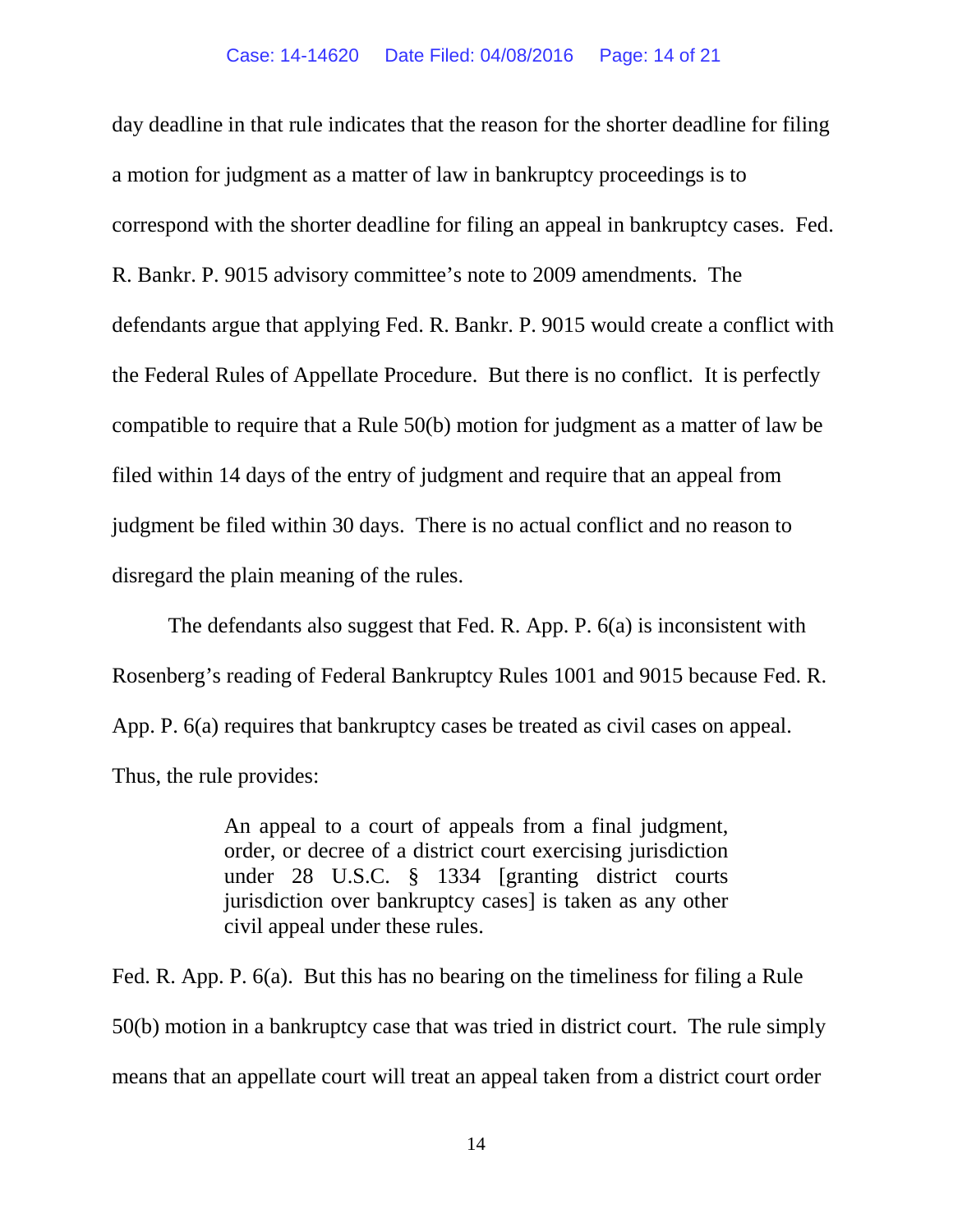day deadline in that rule indicates that the reason for the shorter deadline for filing a motion for judgment as a matter of law in bankruptcy proceedings is to correspond with the shorter deadline for filing an appeal in bankruptcy cases. Fed. R. Bankr. P. 9015 advisory committee's note to 2009 amendments. The defendants argue that applying Fed. R. Bankr. P. 9015 would create a conflict with the Federal Rules of Appellate Procedure. But there is no conflict. It is perfectly compatible to require that a Rule 50(b) motion for judgment as a matter of law be filed within 14 days of the entry of judgment and require that an appeal from judgment be filed within 30 days. There is no actual conflict and no reason to disregard the plain meaning of the rules.

The defendants also suggest that Fed. R. App. P. 6(a) is inconsistent with Rosenberg's reading of Federal Bankruptcy Rules 1001 and 9015 because Fed. R. App. P. 6(a) requires that bankruptcy cases be treated as civil cases on appeal. Thus, the rule provides:

> An appeal to a court of appeals from a final judgment, order, or decree of a district court exercising jurisdiction under 28 U.S.C. § 1334 [granting district courts jurisdiction over bankruptcy cases] is taken as any other civil appeal under these rules.

Fed. R. App. P. 6(a). But this has no bearing on the timeliness for filing a Rule 50(b) motion in a bankruptcy case that was tried in district court. The rule simply means that an appellate court will treat an appeal taken from a district court order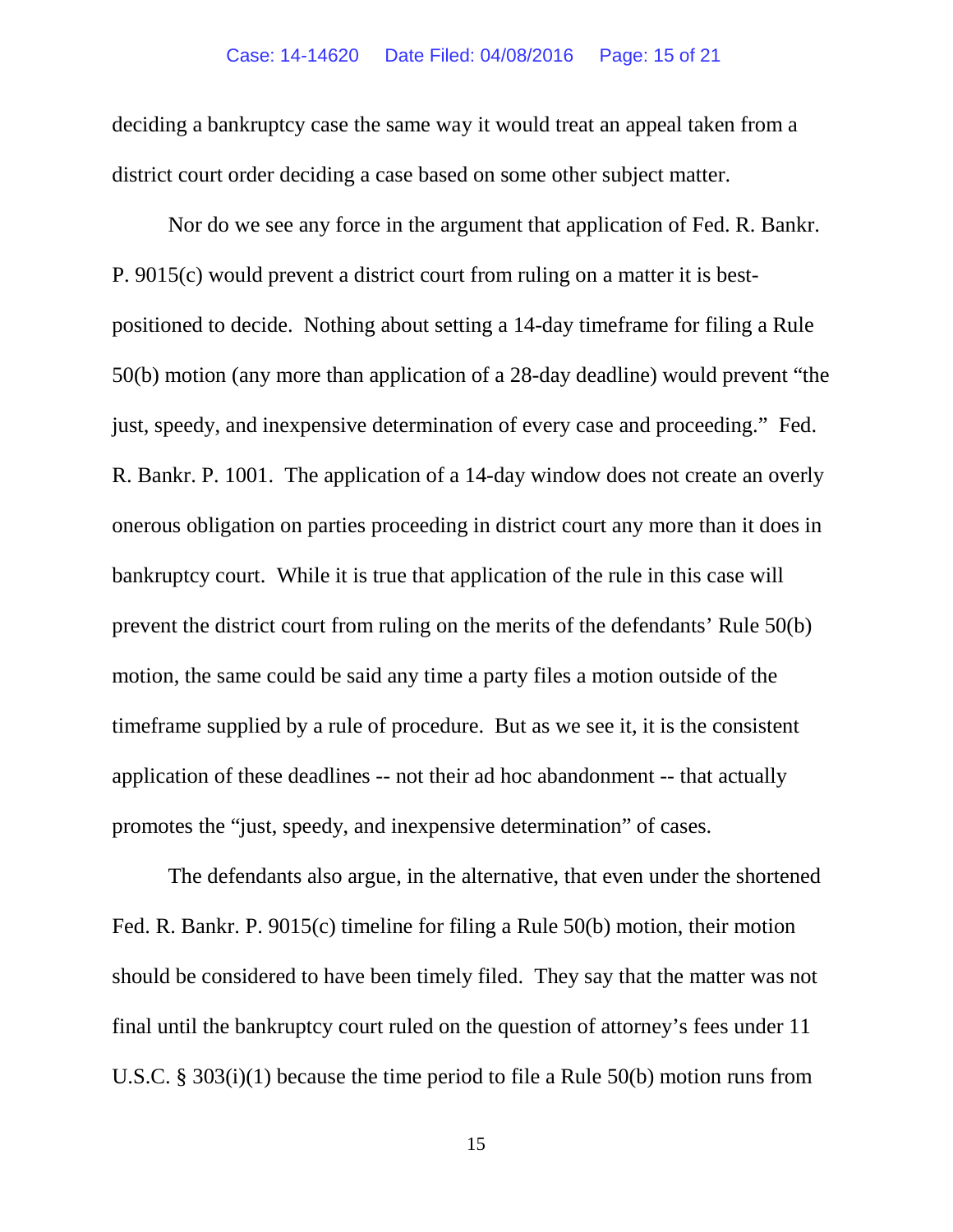deciding a bankruptcy case the same way it would treat an appeal taken from a district court order deciding a case based on some other subject matter.

Nor do we see any force in the argument that application of Fed. R. Bankr. P. 9015(c) would prevent a district court from ruling on a matter it is best-positioned to decide. Nothing about setting a 14-day timeframe for filing a Rule 50(b) motion (any more than application of a 28-day deadline) would prevent "the just, speedy, and inexpensive determination of every case and proceeding." Fed. R. Bankr. P. 1001. The application of a 14-day window does not create an overly onerous obligation on parties proceeding in district court any more than it does in bankruptcy court. While it is true that application of the rule in this case will prevent the district court from ruling on the merits of the defendants' Rule 50(b) motion, the same could be said any time a party files a motion outside of the timeframe supplied by a rule of procedure. But as we see it, it is the consistent application of these deadlines -- not their ad hoc abandonment -- that actually promotes the "just, speedy, and inexpensive determination" of cases.

The defendants also argue, in the alternative, that even under the shortened Fed. R. Bankr. P. 9015(c) timeline for filing a Rule 50(b) motion, their motion should be considered to have been timely filed. They say that the matter was not final until the bankruptcy court ruled on the question of attorney's fees under 11 U.S.C. § 303(i)(1) because the time period to file a Rule 50(b) motion runs from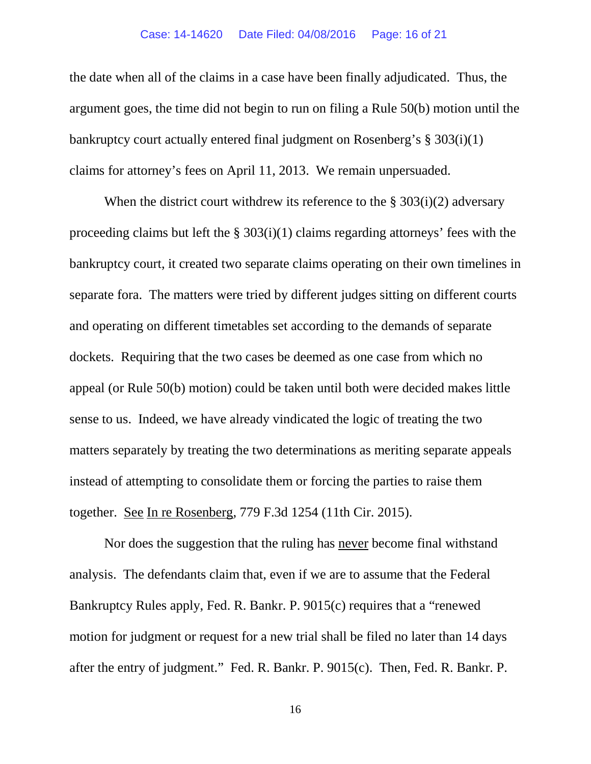the date when all of the claims in a case have been finally adjudicated. Thus, the argument goes, the time did not begin to run on filing a Rule 50(b) motion until the bankruptcy court actually entered final judgment on Rosenberg's § 303(i)(1) claims for attorney's fees on April 11, 2013. We remain unpersuaded.

When the district court withdrew its reference to the § 303(i)(2) adversary proceeding claims but left the § 303(i)(1) claims regarding attorneys' fees with the bankruptcy court, it created two separate claims operating on their own timelines in separate fora. The matters were tried by different judges sitting on different courts and operating on different timetables set according to the demands of separate dockets. Requiring that the two cases be deemed as one case from which no appeal (or Rule 50(b) motion) could be taken until both were decided makes little sense to us. Indeed, we have already vindicated the logic of treating the two matters separately by treating the two determinations as meriting separate appeals instead of attempting to consolidate them or forcing the parties to raise them together. <u>See</u> <u>In re Rosenberg</u>, 779 F.3d 1254 (11th Cir. 2015).

Nor does the suggestion that the ruling has <u>never</u> become final withstand analysis. The defendants claim that, even if we are to assume that the Federal Bankruptcy Rules apply, Fed. R. Bankr. P. 9015(c) requires that a "renewed motion for judgment or request for a new trial shall be filed no later than 14 days after the entry of judgment." Fed. R. Bankr. P. 9015(c). Then, Fed. R. Bankr. P.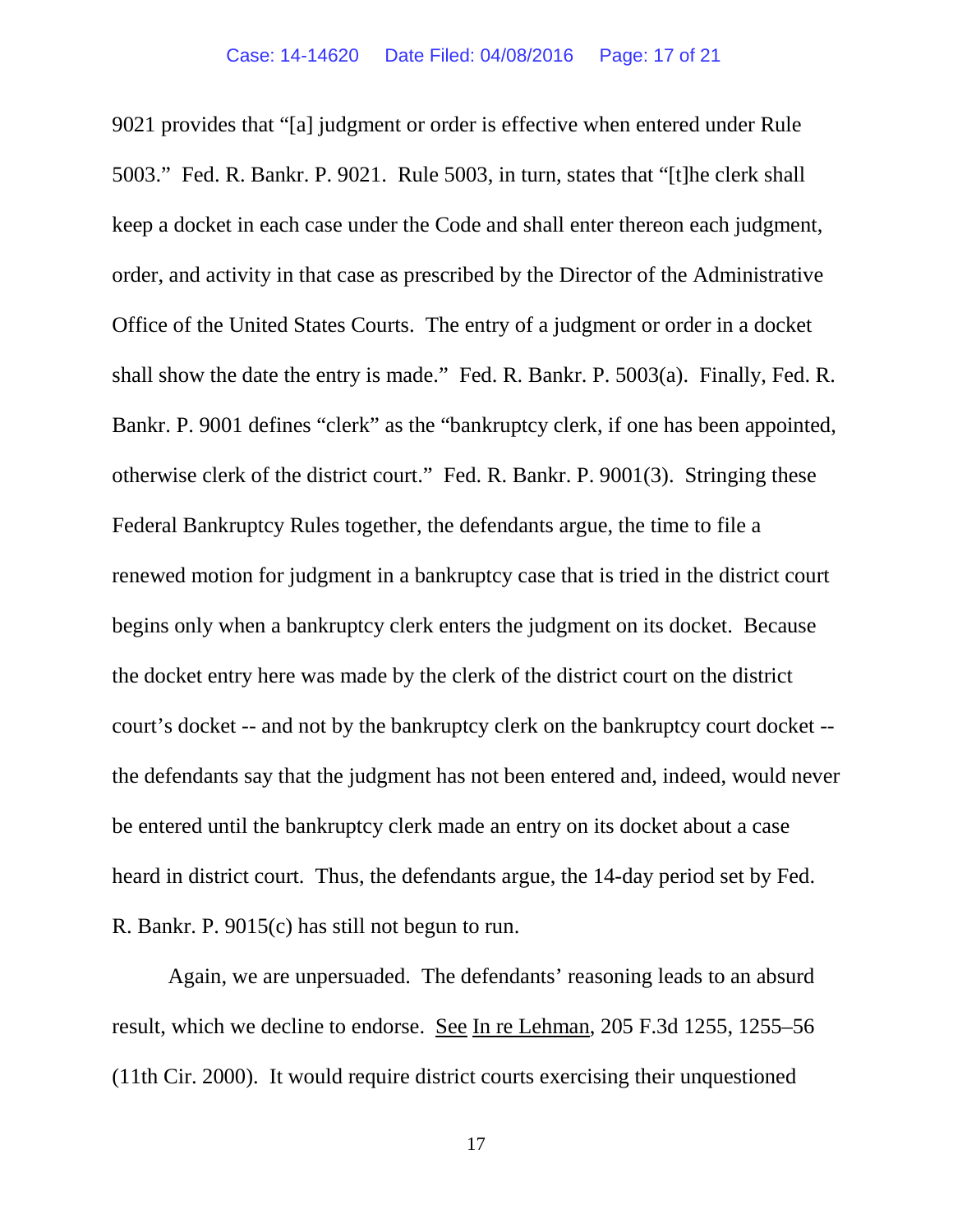9021 provides that "[a] judgment or order is effective when entered under Rule 5003." Fed. R. Bankr. P. 9021. Rule 5003, in turn, states that "[t]he clerk shall keep a docket in each case under the Code and shall enter thereon each judgment, order, and activity in that case as prescribed by the Director of the Administrative Office of the United States Courts. The entry of a judgment or order in a docket shall show the date the entry is made." Fed. R. Bankr. P. 5003(a). Finally, Fed. R. Bankr. P. 9001 defines "clerk" as the "bankruptcy clerk, if one has been appointed, otherwise clerk of the district court." Fed. R. Bankr. P. 9001(3). Stringing these Federal Bankruptcy Rules together, the defendants argue, the time to file a renewed motion for judgment in a bankruptcy case that is tried in the district court begins only when a bankruptcy clerk enters the judgment on its docket. Because the docket entry here was made by the clerk of the district court on the district court's docket -- and not by the bankruptcy clerk on the bankruptcy court docket -- the defendants say that the judgment has not been entered and, indeed, would never be entered until the bankruptcy clerk made an entry on its docket about a case heard in district court. Thus, the defendants argue, the 14-day period set by Fed. R. Bankr. P. 9015(c) has still not begun to run.

Again, we are unpersuaded. The defendants' reasoning leads to an absurd result, which we decline to endorse. See In re Lehman, 205 F.3d 1255, 1255–56 (11th Cir. 2000). It would require district courts exercising their unquestioned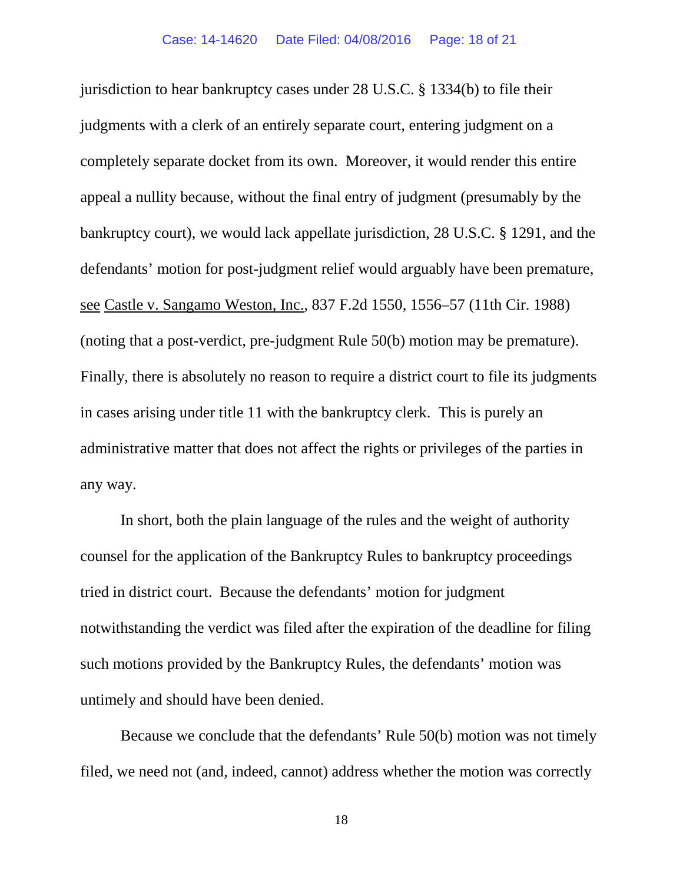jurisdiction to hear bankruptcy cases under 28 U.S.C. § 1334(b) to file their judgments with a clerk of an entirely separate court, entering judgment on a completely separate docket from its own. Moreover, it would render this entire appeal a nullity because, without the final entry of judgment (presumably by the bankruptcy court), we would lack appellate jurisdiction, 28 U.S.C. § 1291, and the defendants' motion for post-judgment relief would arguably have been premature, see Castle v. Sangamo Weston, Inc., 837 F.2d 1550, 1556–57 (11th Cir. 1988) (noting that a post-verdict, pre-judgment Rule 50(b) motion may be premature). Finally, there is absolutely no reason to require a district court to file its judgments in cases arising under title 11 with the bankruptcy clerk. This is purely an administrative matter that does not affect the rights or privileges of the parties in any way.

In short, both the plain language of the rules and the weight of authority counsel for the application of the Bankruptcy Rules to bankruptcy proceedings tried in district court. Because the defendants' motion for judgment notwithstanding the verdict was filed after the expiration of the deadline for filing such motions provided by the Bankruptcy Rules, the defendants' motion was untimely and should have been denied.

Because we conclude that the defendants' Rule 50(b) motion was not timely filed, we need not (and, indeed, cannot) address whether the motion was correctly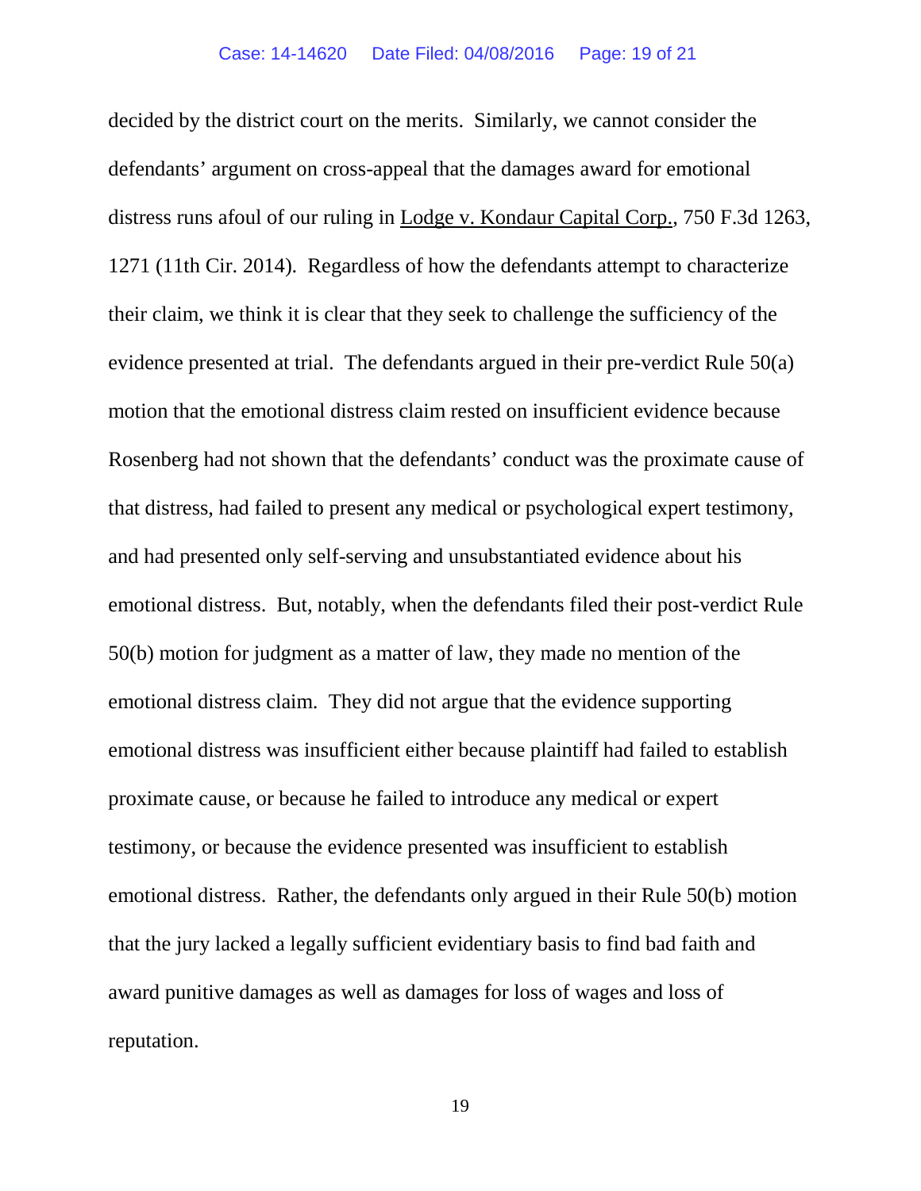decided by the district court on the merits. Similarly, we cannot consider the defendants' argument on cross-appeal that the damages award for emotional distress runs afoul of our ruling in Lodge v. Kondaur Capital Corp., 750 F.3d 1263, 1271 (11th Cir. 2014). Regardless of how the defendants attempt to characterize their claim, we think it is clear that they seek to challenge the sufficiency of the evidence presented at trial. The defendants argued in their pre-verdict Rule 50(a) motion that the emotional distress claim rested on insufficient evidence because Rosenberg had not shown that the defendants' conduct was the proximate cause of that distress, had failed to present any medical or psychological expert testimony, and had presented only self-serving and unsubstantiated evidence about his emotional distress. But, notably, when the defendants filed their post-verdict Rule 50(b) motion for judgment as a matter of law, they made no mention of the emotional distress claim. They did not argue that the evidence supporting emotional distress was insufficient either because plaintiff had failed to establish proximate cause, or because he failed to introduce any medical or expert testimony, or because the evidence presented was insufficient to establish emotional distress. Rather, the defendants only argued in their Rule 50(b) motion that the jury lacked a legally sufficient evidentiary basis to find bad faith and award punitive damages as well as damages for loss of wages and loss of reputation.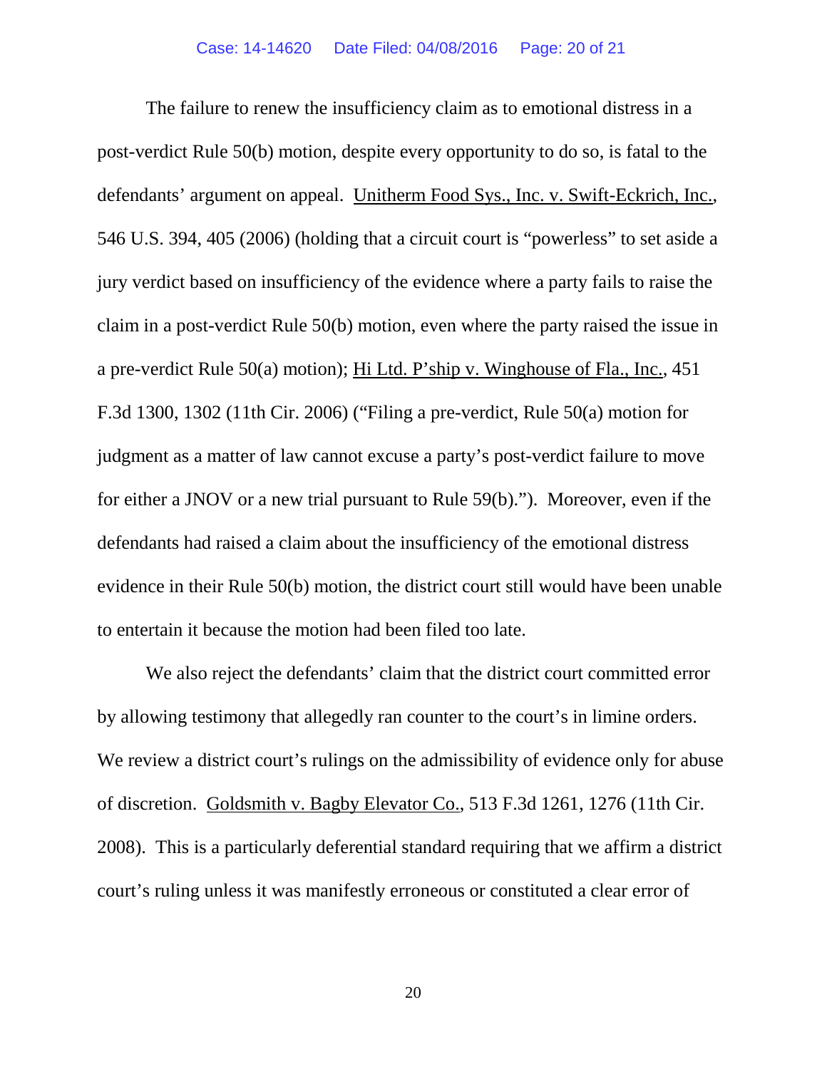The failure to renew the insufficiency claim as to emotional distress in a post-verdict Rule 50(b) motion, despite every opportunity to do so, is fatal to the defendants' argument on appeal. Unitherm Food Sys., Inc. v. Swift-Eckrich, Inc., 546 U.S. 394, 405 (2006) (holding that a circuit court is "powerless" to set aside a jury verdict based on insufficiency of the evidence where a party fails to raise the claim in a post-verdict Rule 50(b) motion, even where the party raised the issue in a pre-verdict Rule 50(a) motion); Hi Ltd. P'ship v. Winghouse of Fla., Inc., 451 F.3d 1300, 1302 (11th Cir. 2006) ("Filing a pre-verdict, Rule 50(a) motion for judgment as a matter of law cannot excuse a party's post-verdict failure to move for either a JNOV or a new trial pursuant to Rule 59(b)."). Moreover, even if the defendants had raised a claim about the insufficiency of the emotional distress evidence in their Rule 50(b) motion, the district court still would have been unable to entertain it because the motion had been filed too late.

We also reject the defendants' claim that the district court committed error by allowing testimony that allegedly ran counter to the court's in limine orders. We review a district court's rulings on the admissibility of evidence only for abuse of discretion. Goldsmith v. Bagby Elevator Co., 513 F.3d 1261, 1276 (11th Cir. 2008). This is a particularly deferential standard requiring that we affirm a district court's ruling unless it was manifestly erroneous or constituted a clear error of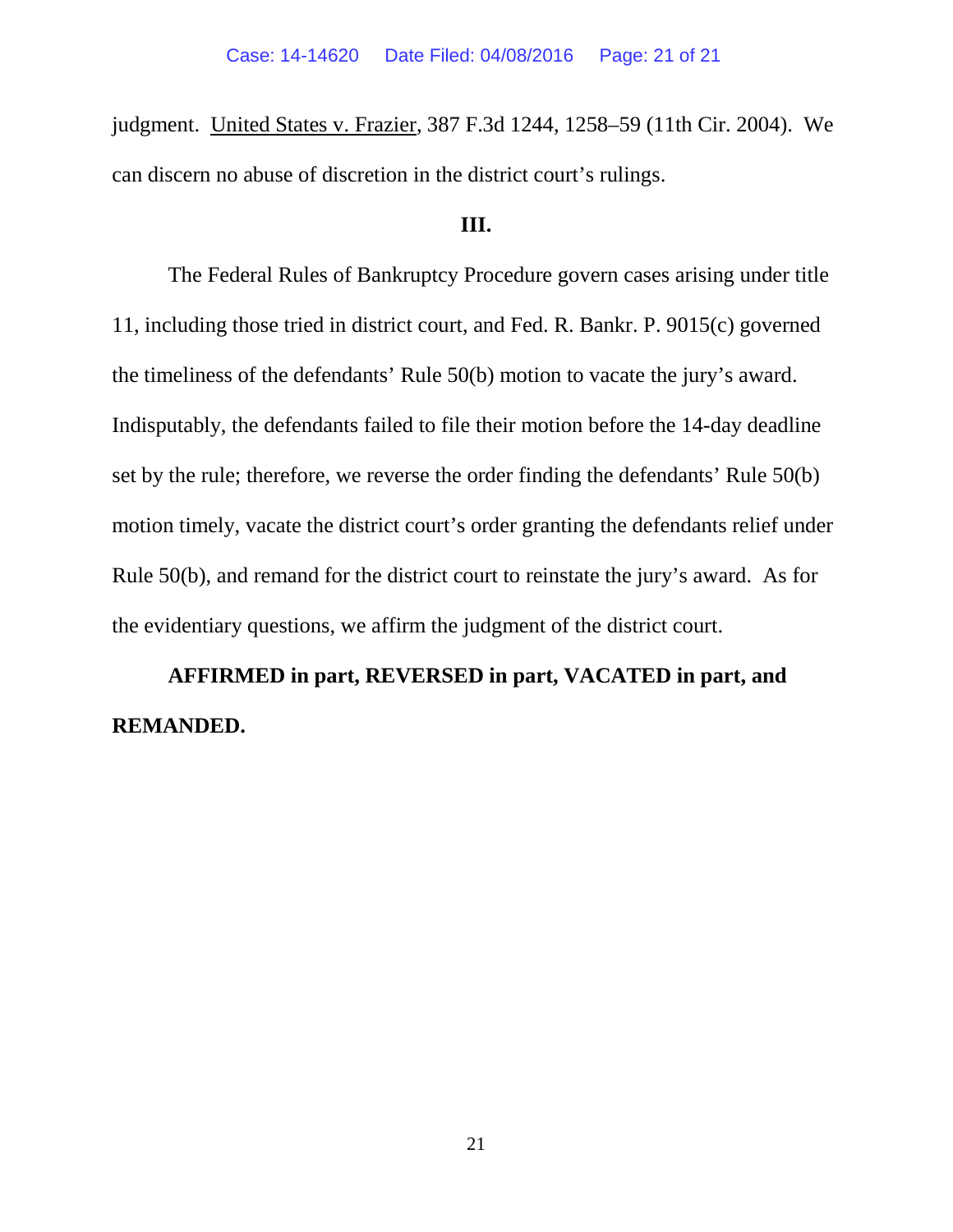judgment. United States v. Frazier, 387 F.3d 1244, 1258–59 (11th Cir. 2004). We can discern no abuse of discretion in the district court's rulings.

## III.

The Federal Rules of Bankruptcy Procedure govern cases arising under title 11, including those tried in district court, and Fed. R. Bankr. P. 9015(c) governed the timeliness of the defendants' Rule 50(b) motion to vacate the jury's award. Indisputably, the defendants failed to file their motion before the 14-day deadline set by the rule; therefore, we reverse the order finding the defendants' Rule 50(b) motion timely, vacate the district court's order granting the defendants relief under Rule 50(b), and remand for the district court to reinstate the jury's award. As for the evidentiary questions, we affirm the judgment of the district court.

**AFFIRMED in part, REVERSED in part, VACATED in part, and REMANDED.**